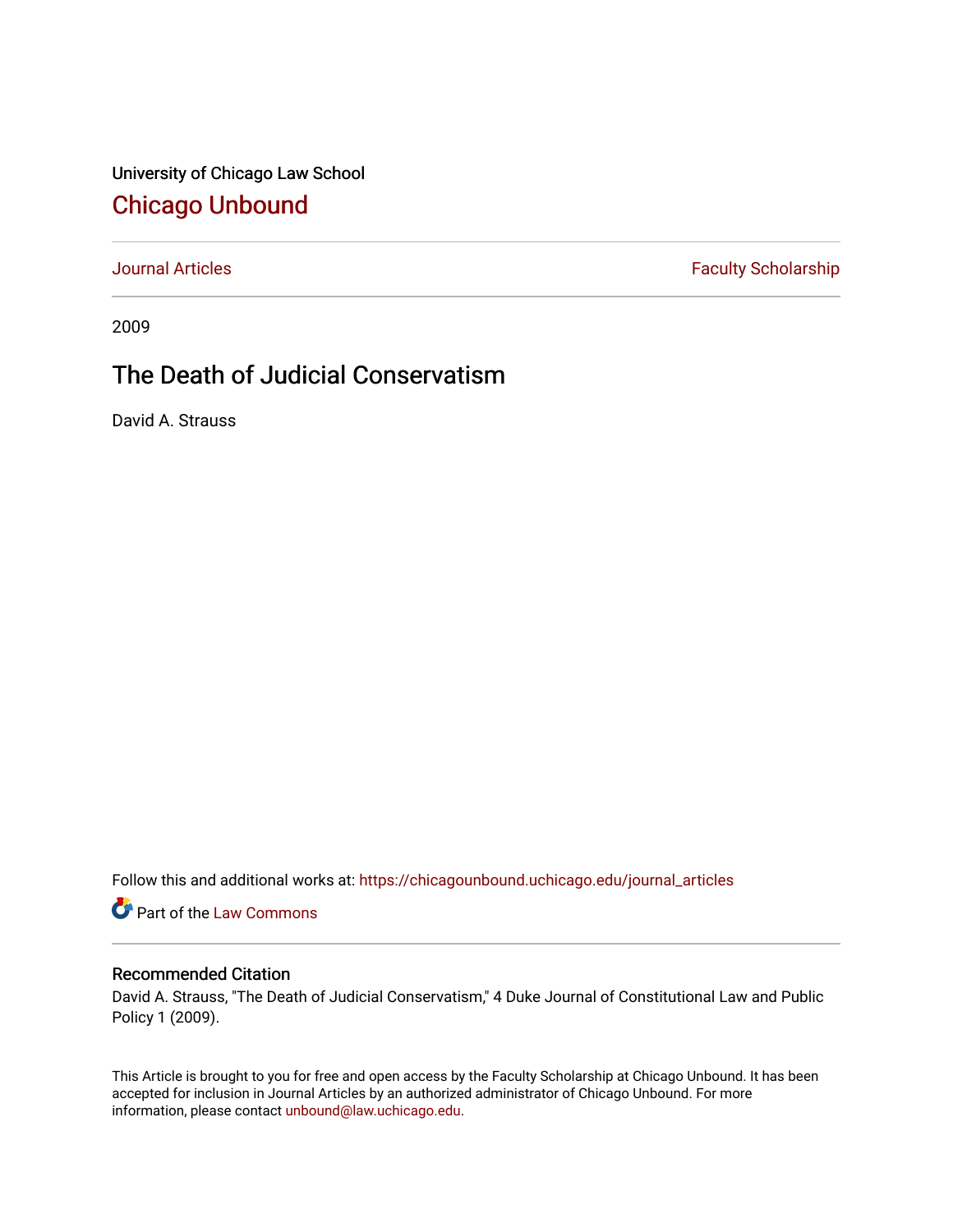University of Chicago Law School

## Chicago Unbound

Journal Articles | Faculty Scholarship

2009

# The Death of Judicial Conservatism

David A. Strauss

Follow this and additional works at: https://chicagounbound.uchicago.edu/journal_articles

Part of the Law Commons

### Recommended Citation

David A. Strauss, "The Death of Judicial Conservatism," 4 Duke Journal of Constitutional Law and Public Policy 1 (2009).

This Article is brought to you for free and open access by the Faculty Scholarship at Chicago Unbound. It has been accepted for inclusion in Journal Articles by an authorized administrator of Chicago Unbound. For more information, please contact unbound@law.uchicago.edu.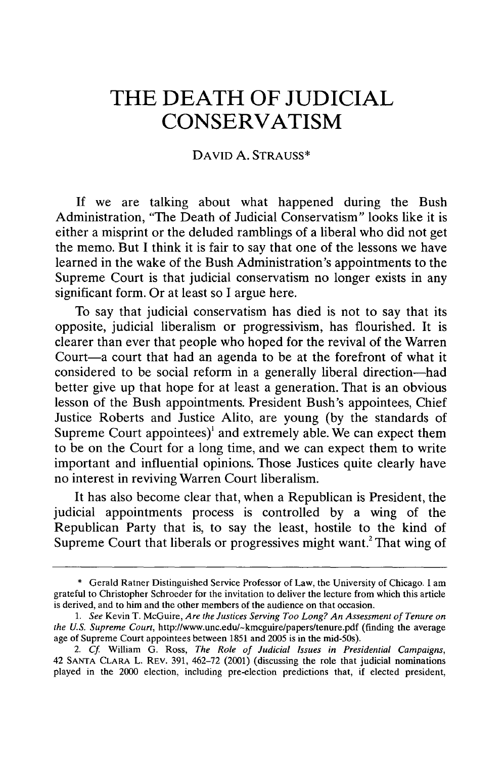# THE DEATH OF JUDICIAL CONSERVATISM

DAVID A. STRAUSS*

If we are talking about what happened during the Bush Administration, "The Death of Judicial Conservatism" looks like it is either a misprint or the deluded ramblings of a liberal who did not get the memo. But I think it is fair to say that one of the lessons we have learned in the wake of the Bush Administration's appointments to the Supreme Court is that judicial conservatism no longer exists in any significant form. Or at least so I argue here.

To say that judicial conservatism has died is not to say that its opposite, judicial liberalism or progressivism, has flourished. It is clearer than ever that people who hoped for the revival of the Warren Court—a court that had an agenda to be at the forefront of what it considered to be social reform in a generally liberal direction—had better give up that hope for at least a generation. That is an obvious lesson of the Bush appointments. President Bush's appointees, Chief Justice Roberts and Justice Alito, are young (by the standards of Supreme Court appointees)[1] and extremely able. We can expect them to be on the Court for a long time, and we can expect them to write important and influential opinions. Those Justices quite clearly have no interest in reviving Warren Court liberalism.

It has also become clear that, when a Republican is President, the judicial appointments process is controlled by a wing of the Republican Party that is, to say the least, hostile to the kind of Supreme Court that liberals or progressives might want.[2] That wing of

---

\* Gerald Ratner Distinguished Service Professor of Law, the University of Chicago. I am grateful to Christopher Schroeder for the invitation to deliver the lecture from which this article is derived, and to him and the other members of the audience on that occasion.

1. *See* Kevin T. McGuire, *Are the Justices Serving Too Long? An Assessment of Tenure on the U.S. Supreme Court*, http://www.unc.edu/~kmcguire/papers/tenure.pdf (finding the average age of Supreme Court appointees between 1851 and 2005 is in the mid-50s).

2. *Cf.* William G. Ross, *The Role of Judicial Issues in Presidential Campaigns*, 42 SANTA CLARA L. REV. 391, 462–72 (2001) (discussing the role that judicial nominations played in the 2000 election, including pre-election predictions that, if elected president,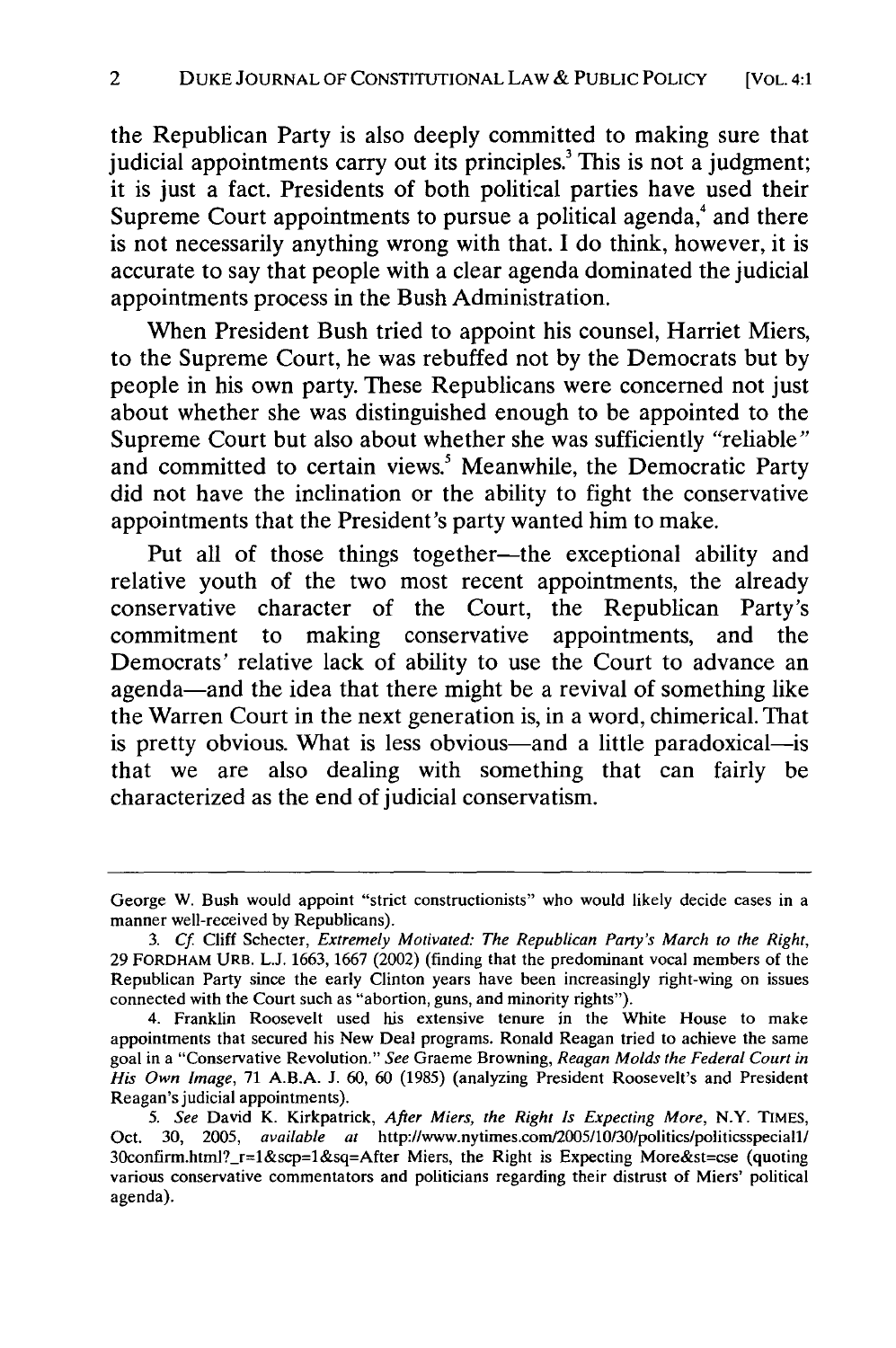the Republican Party is also deeply committed to making sure that judicial appointments carry out its principles.[3] This is not a judgment; it is just a fact. Presidents of both political parties have used their Supreme Court appointments to pursue a political agenda,[4] and there is not necessarily anything wrong with that. I do think, however, it is accurate to say that people with a clear agenda dominated the judicial appointments process in the Bush Administration.

When President Bush tried to appoint his counsel, Harriet Miers, to the Supreme Court, he was rebuffed not by the Democrats but by people in his own party. These Republicans were concerned not just about whether she was distinguished enough to be appointed to the Supreme Court but also about whether she was sufficiently "reliable" and committed to certain views.[5] Meanwhile, the Democratic Party did not have the inclination or the ability to fight the conservative appointments that the President's party wanted him to make.

Put all of those things together—the exceptional ability and relative youth of the two most recent appointments, the already conservative character of the Court, the Republican Party's commitment to making conservative appointments, and the Democrats' relative lack of ability to use the Court to advance an agenda—and the idea that there might be a revival of something like the Warren Court in the next generation is, in a word, chimerical. That is pretty obvious. What is less obvious—and a little paradoxical—is that we are also dealing with something that can fairly be characterized as the end of judicial conservatism.

---

George W. Bush would appoint "strict constructionists" who would likely decide cases in a manner well-received by Republicans).

3. *Cf.* Cliff Schecter, *Extremely Motivated: The Republican Party's March to the Right*, 29 FORDHAM URB. L.J. 1663, 1667 (2002) (finding that the predominant vocal members of the Republican Party since the early Clinton years have been increasingly right-wing on issues connected with the Court such as "abortion, guns, and minority rights").

4. Franklin Roosevelt used his extensive tenure in the White House to make appointments that secured his New Deal programs. Ronald Reagan tried to achieve the same goal in a "Conservative Revolution." *See* Graeme Browning, *Reagan Molds the Federal Court in His Own Image*, 71 A.B.A. J. 60, 60 (1985) (analyzing President Roosevelt's and President Reagan's judicial appointments).

5. *See* David K. Kirkpatrick, *After Miers, the Right Is Expecting More*, N.Y. TIMES, Oct. 30, 2005, *available at* http://www.nytimes.com/2005/10/30/politics/politicsspecial1/30confirm.html?_r=1&scp=1&sq=After Miers, the Right is Expecting More&st=cse (quoting various conservative commentators and politicians regarding their distrust of Miers' political agenda).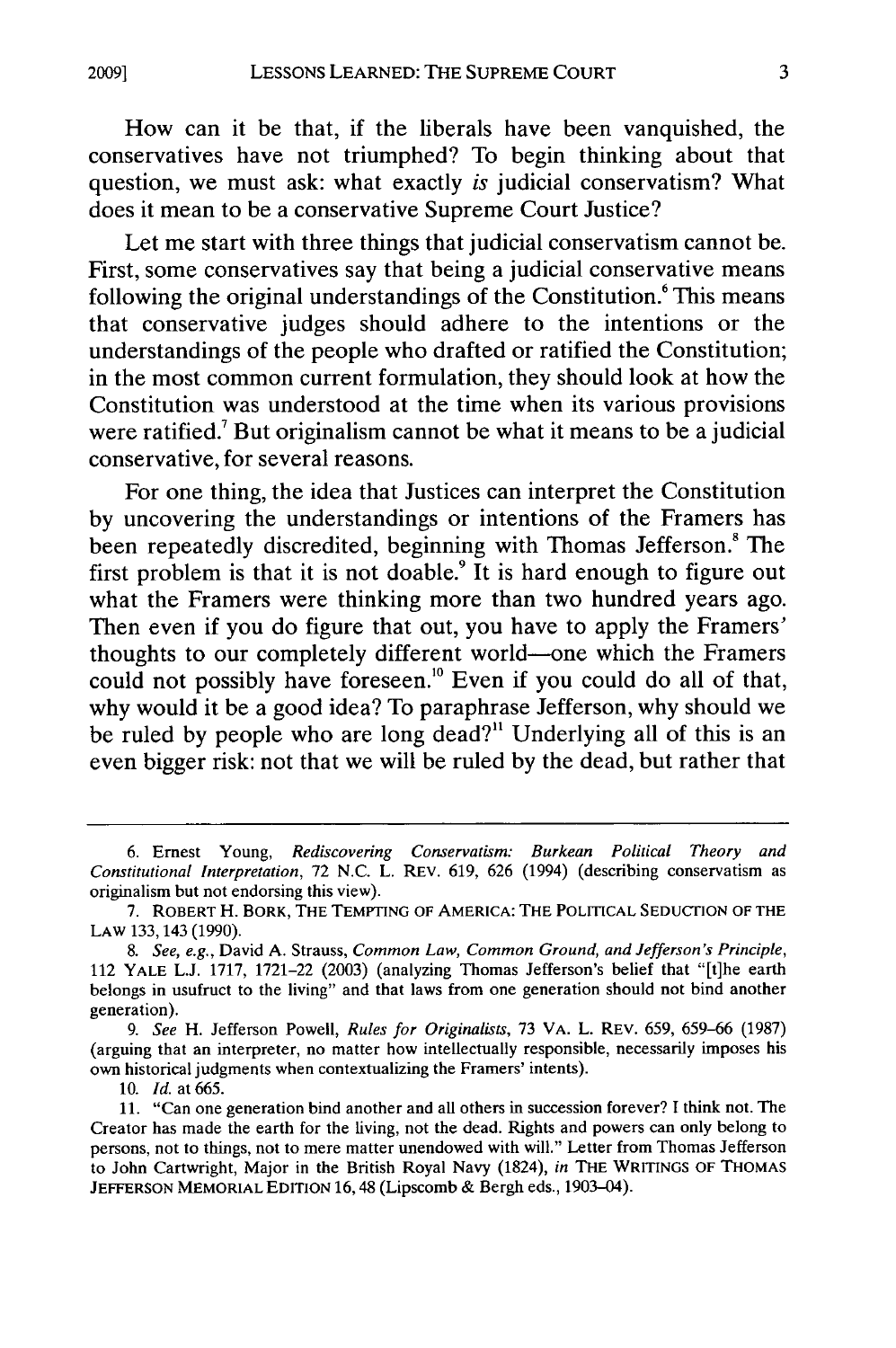How can it be that, if the liberals have been vanquished, the conservatives have not triumphed? To begin thinking about that question, we must ask: what exactly *is* judicial conservatism? What does it mean to be a conservative Supreme Court Justice?

Let me start with three things that judicial conservatism cannot be. First, some conservatives say that being a judicial conservative means following the original understandings of the Constitution.[6] This means that conservative judges should adhere to the intentions or the understandings of the people who drafted or ratified the Constitution; in the most common current formulation, they should look at how the Constitution was understood at the time when its various provisions were ratified.[7] But originalism cannot be what it means to be a judicial conservative, for several reasons.

For one thing, the idea that Justices can interpret the Constitution by uncovering the understandings or intentions of the Framers has been repeatedly discredited, beginning with Thomas Jefferson.[8] The first problem is that it is not doable.[9] It is hard enough to figure out what the Framers were thinking more than two hundred years ago. Then even if you do figure that out, you have to apply the Framers' thoughts to our completely different world—one which the Framers could not possibly have foreseen.[10] Even if you could do all of that, why would it be a good idea? To paraphrase Jefferson, why should we be ruled by people who are long dead?[11] Underlying all of this is an even bigger risk: not that we will be ruled by the dead, but rather that

---

6. Ernest Young, *Rediscovering Conservatism: Burkean Political Theory and Constitutional Interpretation*, 72 N.C. L. REV. 619, 626 (1994) (describing conservatism as originalism but not endorsing this view).

7. ROBERT H. BORK, THE TEMPTING OF AMERICA: THE POLITICAL SEDUCTION OF THE LAW 133, 143 (1990).

8. *See, e.g.*, David A. Strauss, *Common Law, Common Ground, and Jefferson's Principle*, 112 YALE L.J. 1717, 1721–22 (2003) (analyzing Thomas Jefferson's belief that "[t]he earth belongs in usufruct to the living" and that laws from one generation should not bind another generation).

9. *See* H. Jefferson Powell, *Rules for Originalists*, 73 VA. L. REV. 659, 659–66 (1987) (arguing that an interpreter, no matter how intellectually responsible, necessarily imposes his own historical judgments when contextualizing the Framers' intents).

10. *Id.* at 665.

11. "Can one generation bind another and all others in succession forever? I think not. The Creator has made the earth for the living, not the dead. Rights and powers can only belong to persons, not to things, not to mere matter unendowed with will." Letter from Thomas Jefferson to John Cartwright, Major in the British Royal Navy (1824), *in* THE WRITINGS OF THOMAS JEFFERSON MEMORIAL EDITION 16, 48 (Lipscomb & Bergh eds., 1903–04).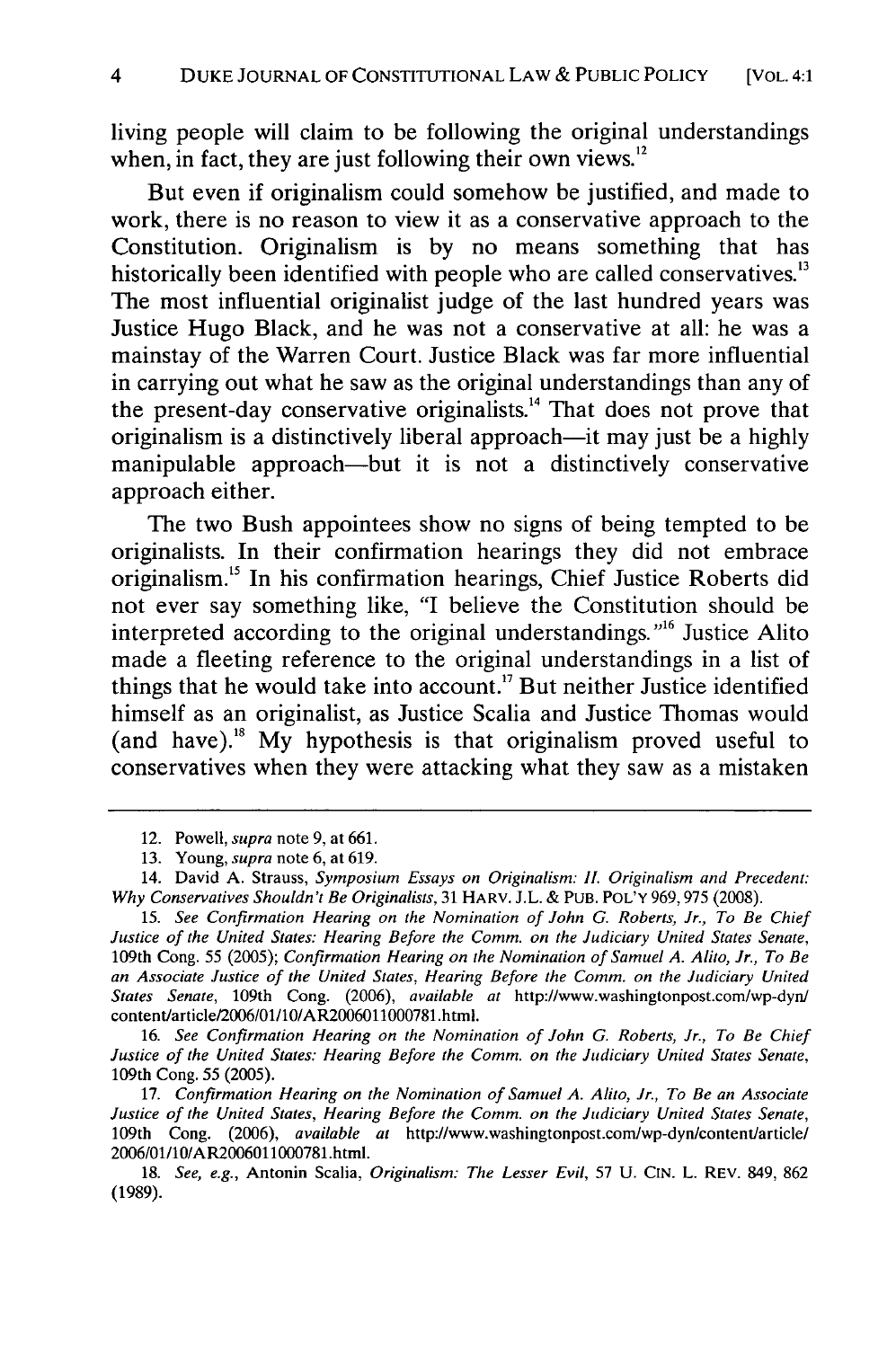living people will claim to be following the original understandings when, in fact, they are just following their own views.[12]

But even if originalism could somehow be justified, and made to work, there is no reason to view it as a conservative approach to the Constitution. Originalism is by no means something that has historically been identified with people who are called conservatives.[13] The most influential originalist judge of the last hundred years was Justice Hugo Black, and he was not a conservative at all: he was a mainstay of the Warren Court. Justice Black was far more influential in carrying out what he saw as the original understandings than any of the present-day conservative originalists.[14] That does not prove that originalism is a distinctively liberal approach—it may just be a highly manipulable approach—but it is not a distinctively conservative approach either.

The two Bush appointees show no signs of being tempted to be originalists. In their confirmation hearings they did not embrace originalism.[15] In his confirmation hearings, Chief Justice Roberts did not ever say something like, "I believe the Constitution should be interpreted according to the original understandings."[16] Justice Alito made a fleeting reference to the original understandings in a list of things that he would take into account.[17] But neither Justice identified himself as an originalist, as Justice Scalia and Justice Thomas would (and have).[18] My hypothesis is that originalism proved useful to conservatives when they were attacking what they saw as a mistaken

---

12. Powell, *supra* note 9, at 661.

13. Young, *supra* note 6, at 619.

14. David A. Strauss, *Symposium Essays on Originalism: II. Originalism and Precedent: Why Conservatives Shouldn't Be Originalists*, 31 HARV. J.L. & PUB. POL'Y 969, 975 (2008).

15. *See Confirmation Hearing on the Nomination of John G. Roberts, Jr., To Be Chief Justice of the United States: Hearing Before the Comm. on the Judiciary United States Senate*, 109th Cong. 55 (2005); *Confirmation Hearing on the Nomination of Samuel A. Alito, Jr., To Be an Associate Justice of the United States, Hearing Before the Comm. on the Judiciary United States Senate*, 109th Cong. (2006), *available at* http://www.washingtonpost.com/wp-dyn/content/article/2006/01/10/AR2006011000781.html.

16. *See Confirmation Hearing on the Nomination of John G. Roberts, Jr., To Be Chief Justice of the United States: Hearing Before the Comm. on the Judiciary United States Senate*, 109th Cong. 55 (2005).

17. *Confirmation Hearing on the Nomination of Samuel A. Alito, Jr., To Be an Associate Justice of the United States, Hearing Before the Comm. on the Judiciary United States Senate*, 109th Cong. (2006), *available at* http://www.washingtonpost.com/wp-dyn/content/article/2006/01/10/AR2006011000781.html.

18. *See, e.g.*, Antonin Scalia, *Originalism: The Lesser Evil*, 57 U. CIN. L. REV. 849, 862 (1989).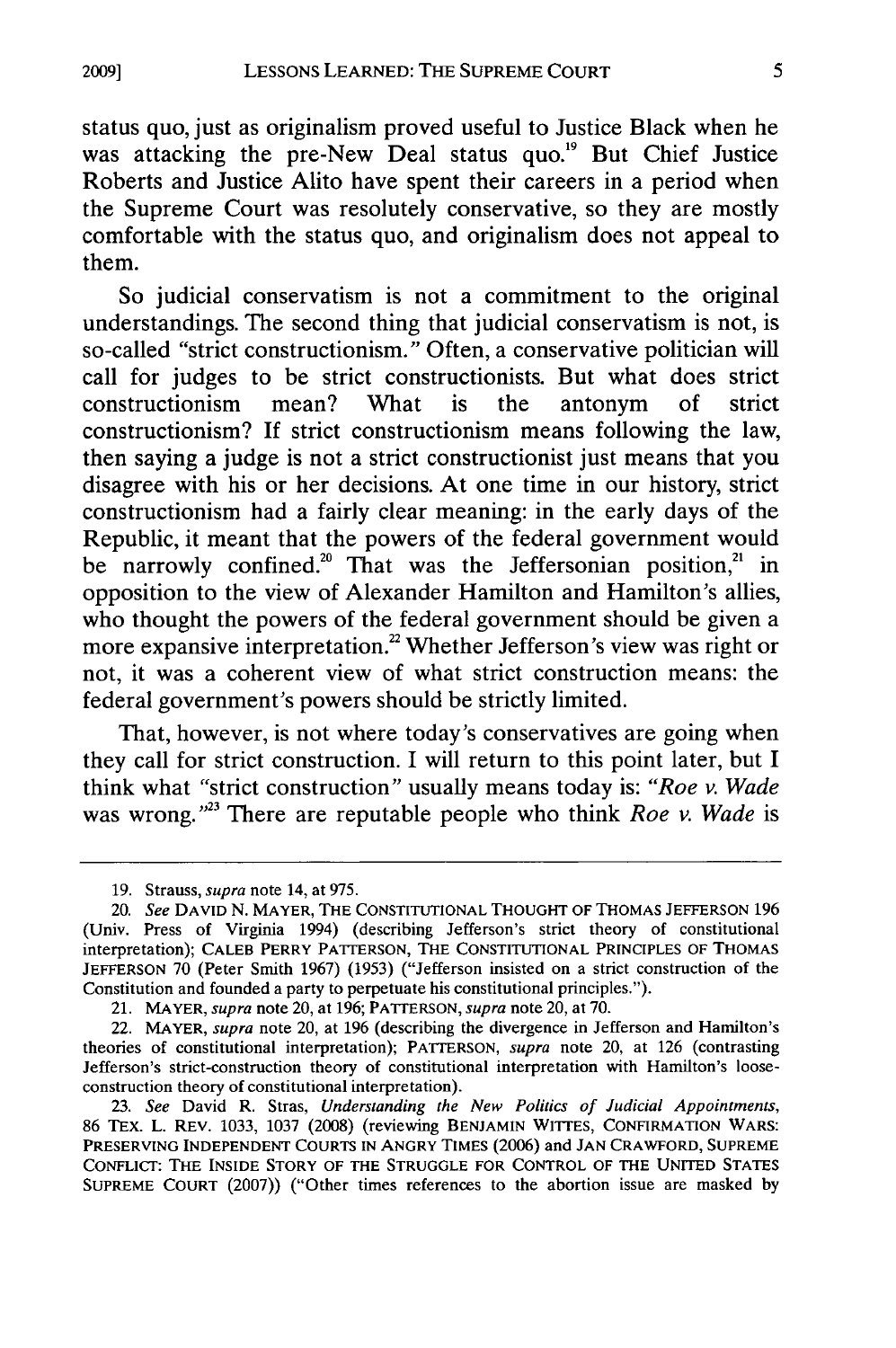status quo, just as originalism proved useful to Justice Black when he was attacking the pre-New Deal status quo.[19] But Chief Justice Roberts and Justice Alito have spent their careers in a period when the Supreme Court was resolutely conservative, so they are mostly comfortable with the status quo, and originalism does not appeal to them.

So judicial conservatism is not a commitment to the original understandings. The second thing that judicial conservatism is not, is so-called "strict constructionism." Often, a conservative politician will call for judges to be strict constructionists. But what does strict constructionism mean? What is the antonym of strict constructionism? If strict constructionism means following the law, then saying a judge is not a strict constructionist just means that you disagree with his or her decisions. At one time in our history, strict constructionism had a fairly clear meaning: in the early days of the Republic, it meant that the powers of the federal government would be narrowly confined.[20] That was the Jeffersonian position,[21] in opposition to the view of Alexander Hamilton and Hamilton's allies, who thought the powers of the federal government should be given a more expansive interpretation.[22] Whether Jefferson's view was right or not, it was a coherent view of what strict construction means: the federal government's powers should be strictly limited.

That, however, is not where today's conservatives are going when they call for strict construction. I will return to this point later, but I think what "strict construction" usually means today is: "*Roe v. Wade* was wrong."[23] There are reputable people who think *Roe v. Wade* is

---

19. Strauss, *supra* note 14, at 975.

20. *See* DAVID N. MAYER, THE CONSTITUTIONAL THOUGHT OF THOMAS JEFFERSON 196 (Univ. Press of Virginia 1994) (describing Jefferson's strict theory of constitutional interpretation); CALEB PERRY PATTERSON, THE CONSTITUTIONAL PRINCIPLES OF THOMAS JEFFERSON 70 (Peter Smith 1967) (1953) ("Jefferson insisted on a strict construction of the Constitution and founded a party to perpetuate his constitutional principles.").

21. MAYER, *supra* note 20, at 196; PATTERSON, *supra* note 20, at 70.

22. MAYER, *supra* note 20, at 196 (describing the divergence in Jefferson and Hamilton's theories of constitutional interpretation); PATTERSON, *supra* note 20, at 126 (contrasting Jefferson's strict-construction theory of constitutional interpretation with Hamilton's loose-construction theory of constitutional interpretation).

23. *See* David R. Stras, *Understanding the New Politics of Judicial Appointments*, 86 TEX. L. REV. 1033, 1037 (2008) (reviewing BENJAMIN WITTES, CONFIRMATION WARS: PRESERVING INDEPENDENT COURTS IN ANGRY TIMES (2006) and JAN CRAWFORD, SUPREME CONFLICT: THE INSIDE STORY OF THE STRUGGLE FOR CONTROL OF THE UNITED STATES SUPREME COURT (2007)) ("Other times references to the abortion issue are masked by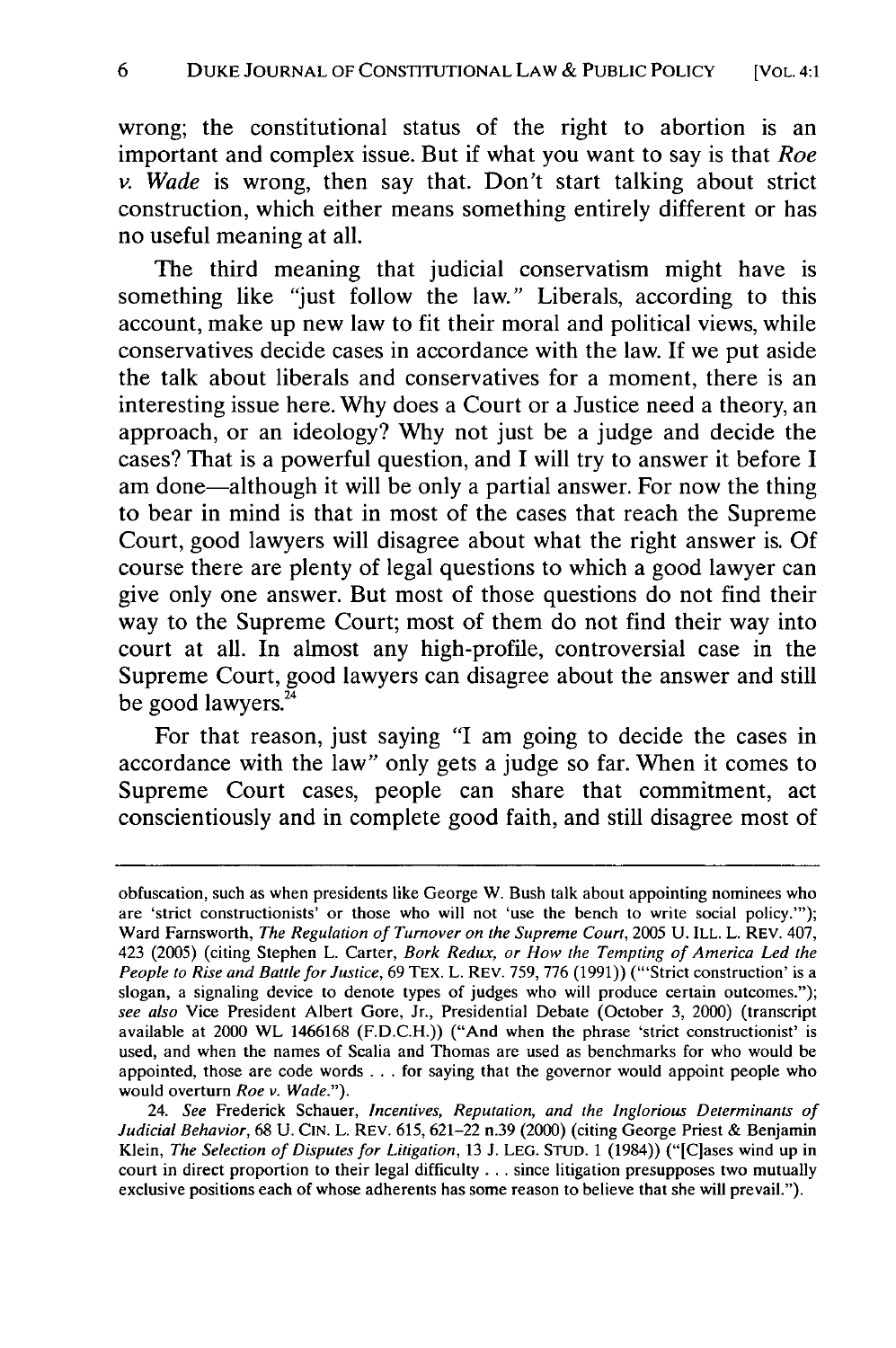wrong; the constitutional status of the right to abortion is an important and complex issue. But if what you want to say is that *Roe v. Wade* is wrong, then say that. Don't start talking about strict construction, which either means something entirely different or has no useful meaning at all.

The third meaning that judicial conservatism might have is something like "just follow the law." Liberals, according to this account, make up new law to fit their moral and political views, while conservatives decide cases in accordance with the law. If we put aside the talk about liberals and conservatives for a moment, there is an interesting issue here. Why does a Court or a Justice need a theory, an approach, or an ideology? Why not just be a judge and decide the cases? That is a powerful question, and I will try to answer it before I am done—although it will be only a partial answer. For now the thing to bear in mind is that in most of the cases that reach the Supreme Court, good lawyers will disagree about what the right answer is. Of course there are plenty of legal questions to which a good lawyer can give only one answer. But most of those questions do not find their way to the Supreme Court; most of them do not find their way into court at all. In almost any high-profile, controversial case in the Supreme Court, good lawyers can disagree about the answer and still be good lawyers.[24]

For that reason, just saying "I am going to decide the cases in accordance with the law" only gets a judge so far. When it comes to Supreme Court cases, people can share that commitment, act conscientiously and in complete good faith, and still disagree most of

---

obfuscation, such as when presidents like George W. Bush talk about appointing nominees who are 'strict constructionists' or those who will not 'use the bench to write social policy.'"); Ward Farnsworth, *The Regulation of Turnover on the Supreme Court*, 2005 U. ILL. L. REV. 407, 423 (2005) (citing Stephen L. Carter, *Bork Redux, or How the Tempting of America Led the People to Rise and Battle for Justice*, 69 TEX. L. REV. 759, 776 (1991)) ("'Strict construction' is a slogan, a signaling device to denote types of judges who will produce certain outcomes."); *see also* Vice President Albert Gore, Jr., Presidential Debate (October 3, 2000) (transcript available at 2000 WL 1466168 (F.D.C.H.)) ("And when the phrase 'strict constructionist' is used, and when the names of Scalia and Thomas are used as benchmarks for who would be appointed, those are code words . . . for saying that the governor would appoint people who would overturn *Roe v. Wade*.").

24. *See* Frederick Schauer, *Incentives, Reputation, and the Inglorious Determinants of Judicial Behavior*, 68 U. CIN. L. REV. 615, 621–22 n.39 (2000) (citing George Priest & Benjamin Klein, *The Selection of Disputes for Litigation*, 13 J. LEG. STUD. 1 (1984)) ("[C]ases wind up in court in direct proportion to their legal difficulty . . . since litigation presupposes two mutually exclusive positions each of whose adherents has some reason to believe that she will prevail.").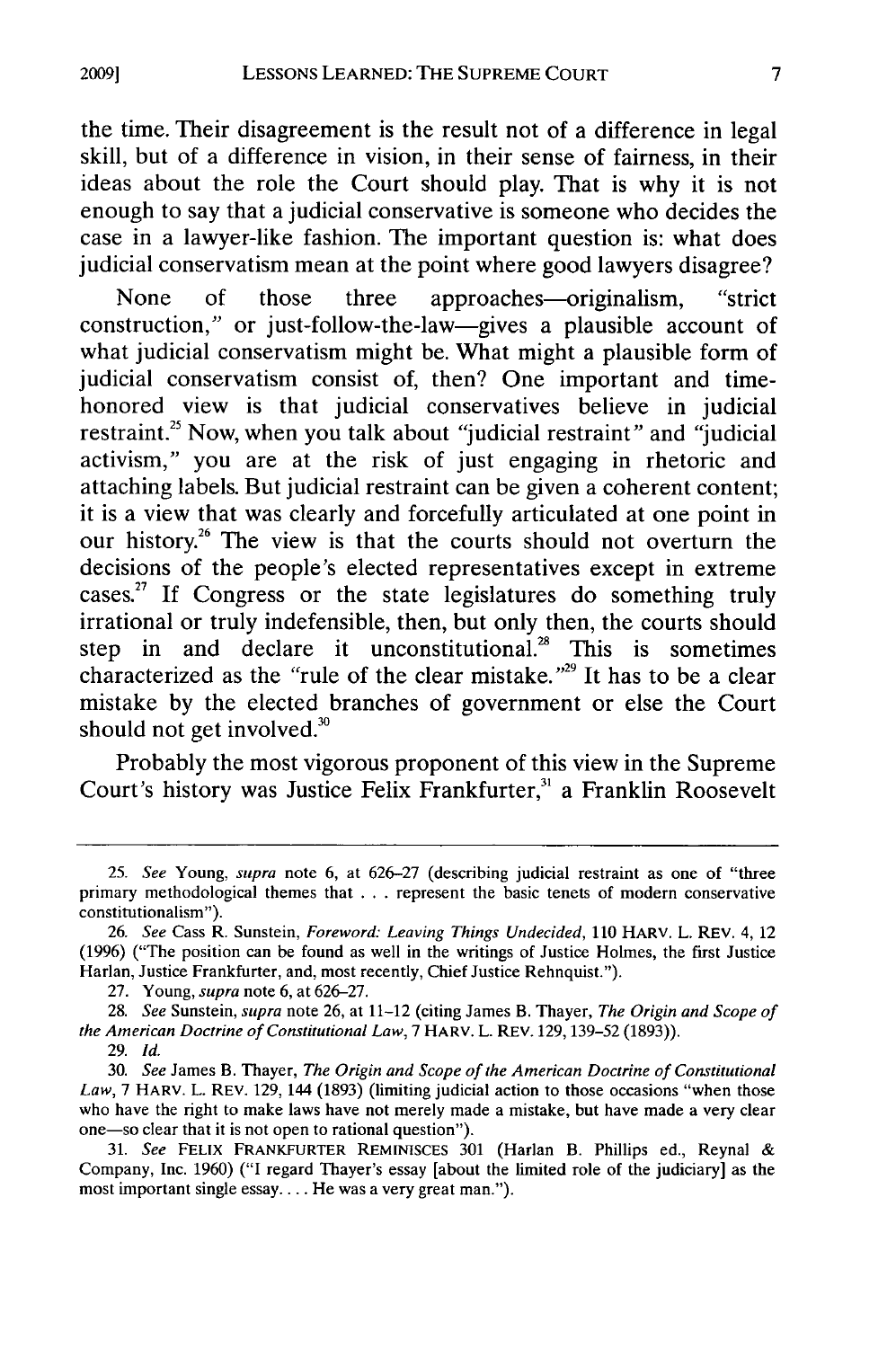the time. Their disagreement is the result not of a difference in legal skill, but of a difference in vision, in their sense of fairness, in their ideas about the role the Court should play. That is why it is not enough to say that a judicial conservative is someone who decides the case in a lawyer-like fashion. The important question is: what does judicial conservatism mean at the point where good lawyers disagree?

None of those three approaches—originalism, "strict construction," or just-follow-the-law—gives a plausible account of what judicial conservatism might be. What might a plausible form of judicial conservatism consist of, then? One important and time-honored view is that judicial conservatives believe in judicial restraint.[25] Now, when you talk about "judicial restraint" and "judicial activism," you are at the risk of just engaging in rhetoric and attaching labels. But judicial restraint can be given a coherent content; it is a view that was clearly and forcefully articulated at one point in our history.[26] The view is that the courts should not overturn the decisions of the people's elected representatives except in extreme cases.[27] If Congress or the state legislatures do something truly irrational or truly indefensible, then, but only then, the courts should step in and declare it unconstitutional.[28] This is sometimes characterized as the "rule of the clear mistake."[29] It has to be a clear mistake by the elected branches of government or else the Court should not get involved.[30]

Probably the most vigorous proponent of this view in the Supreme Court's history was Justice Felix Frankfurter,[31] a Franklin Roosevelt

---

25. *See* Young, *supra* note 6, at 626–27 (describing judicial restraint as one of "three primary methodological themes that . . . represent the basic tenets of modern conservative constitutionalism").

26. *See* Cass R. Sunstein, *Foreword: Leaving Things Undecided*, 110 HARV. L. REV. 4, 12 (1996) ("The position can be found as well in the writings of Justice Holmes, the first Justice Harlan, Justice Frankfurter, and, most recently, Chief Justice Rehnquist.").

27. Young, *supra* note 6, at 626–27.

28. *See* Sunstein, *supra* note 26, at 11–12 (citing James B. Thayer, *The Origin and Scope of the American Doctrine of Constitutional Law*, 7 HARV. L. REV. 129, 139–52 (1893)).

29. *Id.*

30. *See* James B. Thayer, *The Origin and Scope of the American Doctrine of Constitutional Law*, 7 HARV. L. REV. 129, 144 (1893) (limiting judicial action to those occasions "when those who have the right to make laws have not merely made a mistake, but have made a very clear one—so clear that it is not open to rational question").

31. *See* FELIX FRANKFURTER REMINISCES 301 (Harlan B. Phillips ed., Reynal & Company, Inc. 1960) ("I regard Thayer's essay [about the limited role of the judiciary] as the most important single essay. . . . He was a very great man.").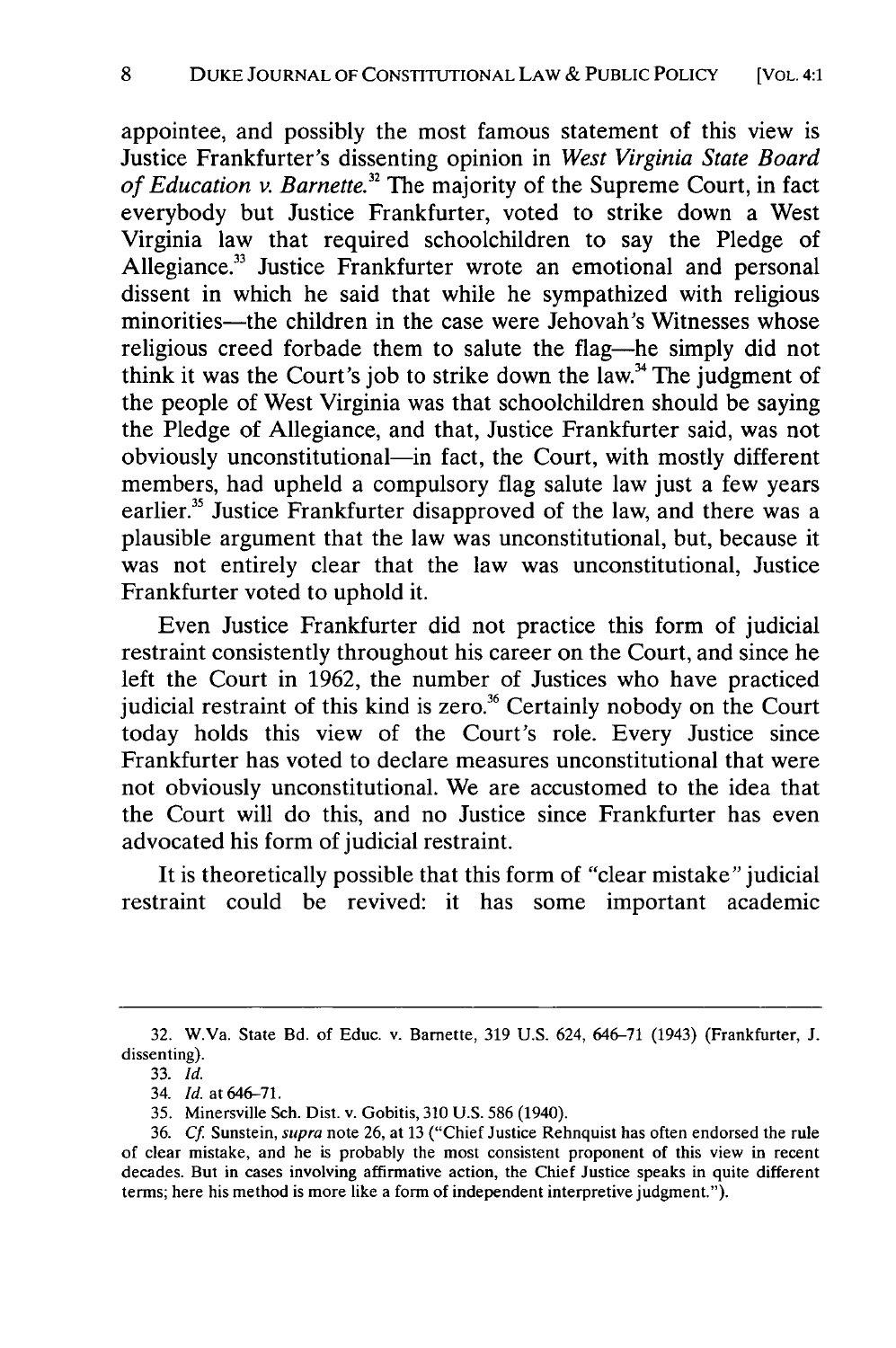appointee, and possibly the most famous statement of this view is Justice Frankfurter's dissenting opinion in *West Virginia State Board of Education v. Barnette*.[32] The majority of the Supreme Court, in fact everybody but Justice Frankfurter, voted to strike down a West Virginia law that required schoolchildren to say the Pledge of Allegiance.[33] Justice Frankfurter wrote an emotional and personal dissent in which he said that while he sympathized with religious minorities—the children in the case were Jehovah's Witnesses whose religious creed forbade them to salute the flag—he simply did not think it was the Court's job to strike down the law.[34] The judgment of the people of West Virginia was that schoolchildren should be saying the Pledge of Allegiance, and that, Justice Frankfurter said, was not obviously unconstitutional—in fact, the Court, with mostly different members, had upheld a compulsory flag salute law just a few years earlier.[35] Justice Frankfurter disapproved of the law, and there was a plausible argument that the law was unconstitutional, but, because it was not entirely clear that the law was unconstitutional, Justice Frankfurter voted to uphold it.

Even Justice Frankfurter did not practice this form of judicial restraint consistently throughout his career on the Court, and since he left the Court in 1962, the number of Justices who have practiced judicial restraint of this kind is zero.[36] Certainly nobody on the Court today holds this view of the Court's role. Every Justice since Frankfurter has voted to declare measures unconstitutional that were not obviously unconstitutional. We are accustomed to the idea that the Court will do this, and no Justice since Frankfurter has even advocated his form of judicial restraint.

It is theoretically possible that this form of "clear mistake" judicial restraint could be revived: it has some important academic

---

32. W.Va. State Bd. of Educ. v. Barnette, 319 U.S. 624, 646–71 (1943) (Frankfurter, J. dissenting).

33. *Id.*

34. *Id.* at 646–71.

35. Minersville Sch. Dist. v. Gobitis, 310 U.S. 586 (1940).

36. *Cf.* Sunstein, *supra* note 26, at 13 ("Chief Justice Rehnquist has often endorsed the rule of clear mistake, and he is probably the most consistent proponent of this view in recent decades. But in cases involving affirmative action, the Chief Justice speaks in quite different terms; here his method is more like a form of independent interpretive judgment.").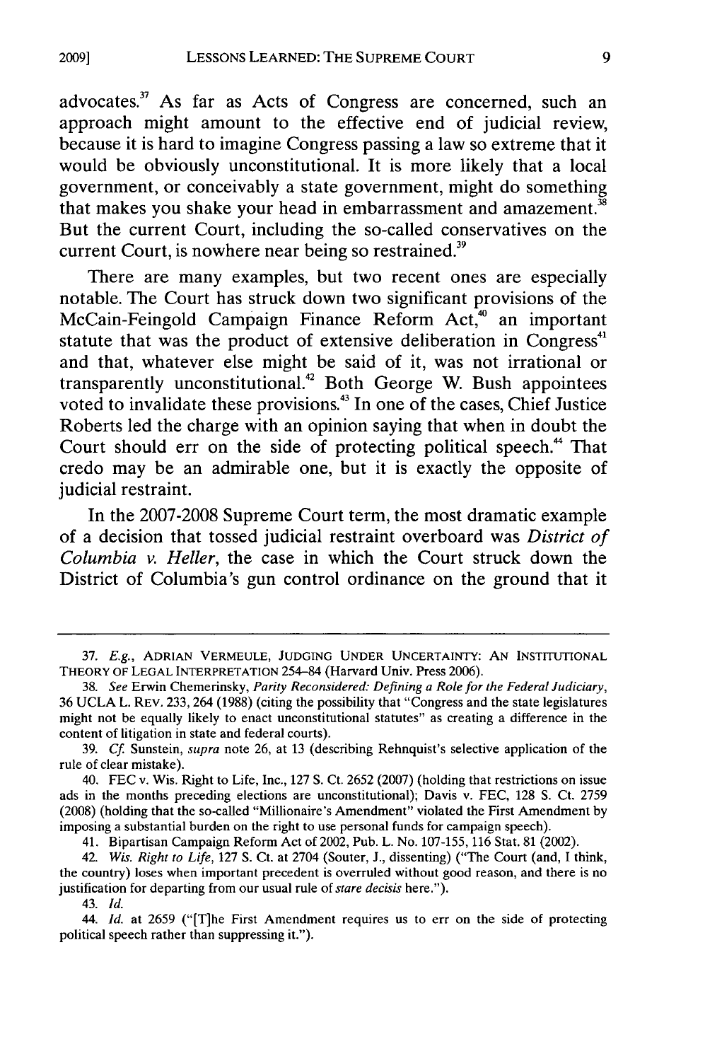advocates.[37] As far as Acts of Congress are concerned, such an approach might amount to the effective end of judicial review, because it is hard to imagine Congress passing a law so extreme that it would be obviously unconstitutional. It is more likely that a local government, or conceivably a state government, might do something that makes you shake your head in embarrassment and amazement.[38] But the current Court, including the so-called conservatives on the current Court, is nowhere near being so restrained.[39]

There are many examples, but two recent ones are especially notable. The Court has struck down two significant provisions of the McCain-Feingold Campaign Finance Reform Act,[40] an important statute that was the product of extensive deliberation in Congress[41] and that, whatever else might be said of it, was not irrational or transparently unconstitutional.[42] Both George W. Bush appointees voted to invalidate these provisions.[43] In one of the cases, Chief Justice Roberts led the charge with an opinion saying that when in doubt the Court should err on the side of protecting political speech.[44] That credo may be an admirable one, but it is exactly the opposite of judicial restraint.

In the 2007-2008 Supreme Court term, the most dramatic example of a decision that tossed judicial restraint overboard was *District of Columbia v. Heller*, the case in which the Court struck down the District of Columbia's gun control ordinance on the ground that it

---

37. *E.g.*, ADRIAN VERMEULE, JUDGING UNDER UNCERTAINTY: AN INSTITUTIONAL THEORY OF LEGAL INTERPRETATION 254–84 (Harvard Univ. Press 2006).

38. *See* Erwin Chemerinsky, *Parity Reconsidered: Defining a Role for the Federal Judiciary*, 36 UCLA L. REV. 233, 264 (1988) (citing the possibility that "Congress and the state legislatures might not be equally likely to enact unconstitutional statutes" as creating a difference in the content of litigation in state and federal courts).

39. *Cf.* Sunstein, *supra* note 26, at 13 (describing Rehnquist's selective application of the rule of clear mistake).

40. FEC v. Wis. Right to Life, Inc., 127 S. Ct. 2652 (2007) (holding that restrictions on issue ads in the months preceding elections are unconstitutional); Davis v. FEC, 128 S. Ct. 2759 (2008) (holding that the so-called "Millionaire's Amendment" violated the First Amendment by imposing a substantial burden on the right to use personal funds for campaign speech).

41. Bipartisan Campaign Reform Act of 2002, Pub. L. No. 107-155, 116 Stat. 81 (2002).

42. *Wis. Right to Life*, 127 S. Ct. at 2704 (Souter, J., dissenting) ("The Court (and, I think, the country) loses when important precedent is overruled without good reason, and there is no justification for departing from our usual rule of *stare decisis* here.").

43. *Id.*

44. *Id.* at 2659 ("[T]he First Amendment requires us to err on the side of protecting political speech rather than suppressing it.").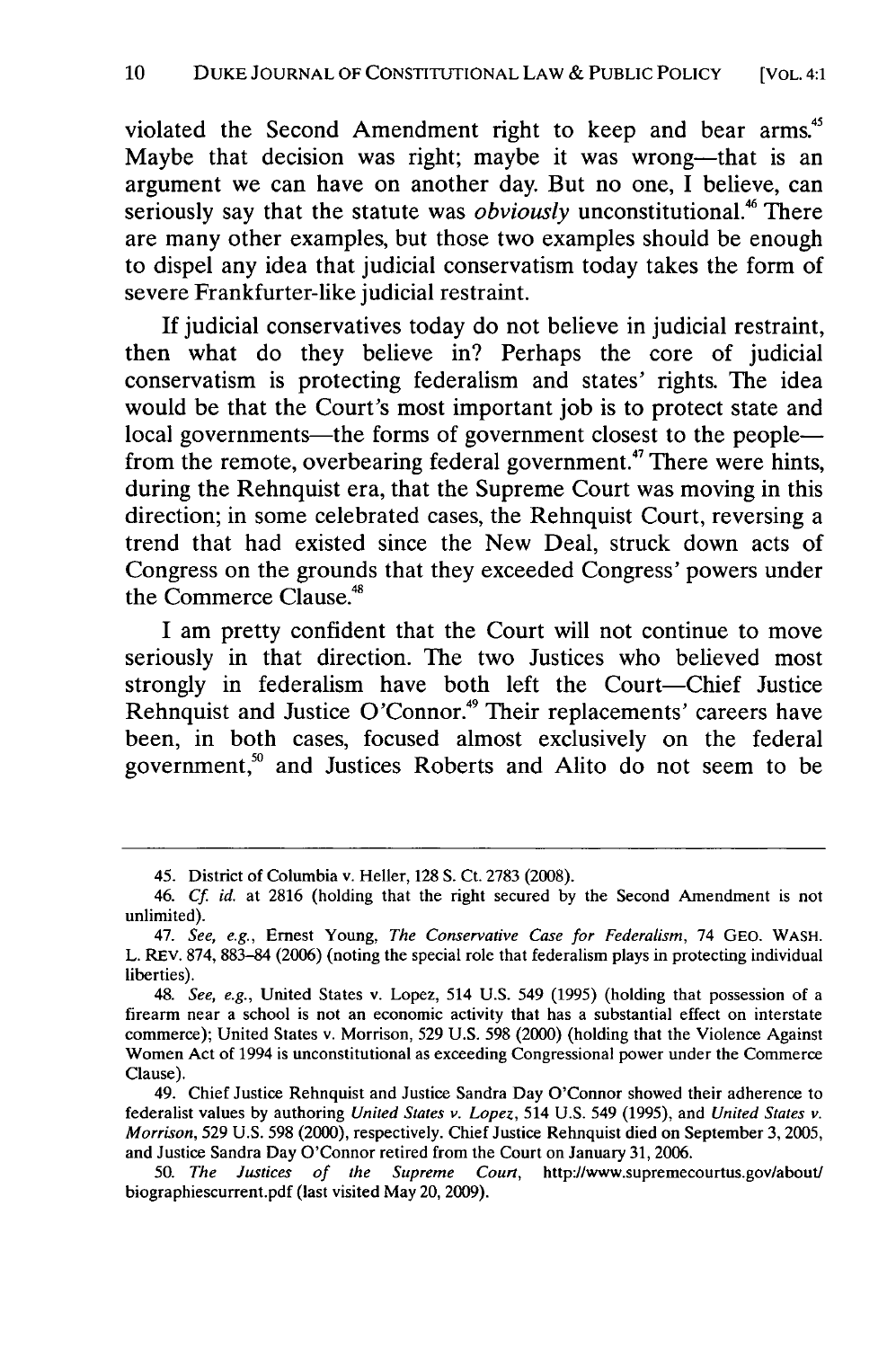violated the Second Amendment right to keep and bear arms.[45] Maybe that decision was right; maybe it was wrong—that is an argument we can have on another day. But no one, I believe, can seriously say that the statute was *obviously* unconstitutional.[46] There are many other examples, but those two examples should be enough to dispel any idea that judicial conservatism today takes the form of severe Frankfurter-like judicial restraint.

If judicial conservatives today do not believe in judicial restraint, then what do they believe in? Perhaps the core of judicial conservatism is protecting federalism and states' rights. The idea would be that the Court's most important job is to protect state and local governments—the forms of government closest to the people—from the remote, overbearing federal government.[47] There were hints, during the Rehnquist era, that the Supreme Court was moving in this direction; in some celebrated cases, the Rehnquist Court, reversing a trend that had existed since the New Deal, struck down acts of Congress on the grounds that they exceeded Congress' powers under the Commerce Clause.[48]

I am pretty confident that the Court will not continue to move seriously in that direction. The two Justices who believed most strongly in federalism have both left the Court—Chief Justice Rehnquist and Justice O'Connor.[49] Their replacements' careers have been, in both cases, focused almost exclusively on the federal government,[50] and Justices Roberts and Alito do not seem to be

---

45. District of Columbia v. Heller, 128 S. Ct. 2783 (2008).

46. *Cf. id.* at 2816 (holding that the right secured by the Second Amendment is not unlimited).

47. *See, e.g.*, Ernest Young, *The Conservative Case for Federalism*, 74 GEO. WASH. L. REV. 874, 883–84 (2006) (noting the special role that federalism plays in protecting individual liberties).

48. *See, e.g.*, United States v. Lopez, 514 U.S. 549 (1995) (holding that possession of a firearm near a school is not an economic activity that has a substantial effect on interstate commerce); United States v. Morrison, 529 U.S. 598 (2000) (holding that the Violence Against Women Act of 1994 is unconstitutional as exceeding Congressional power under the Commerce Clause).

49. Chief Justice Rehnquist and Justice Sandra Day O'Connor showed their adherence to federalist values by authoring *United States v. Lopez*, 514 U.S. 549 (1995), and *United States v. Morrison*, 529 U.S. 598 (2000), respectively. Chief Justice Rehnquist died on September 3, 2005, and Justice Sandra Day O'Connor retired from the Court on January 31, 2006.

50. *The Justices of the Supreme Court*, http://www.supremecourtus.gov/about/biographiescurrent.pdf (last visited May 20, 2009).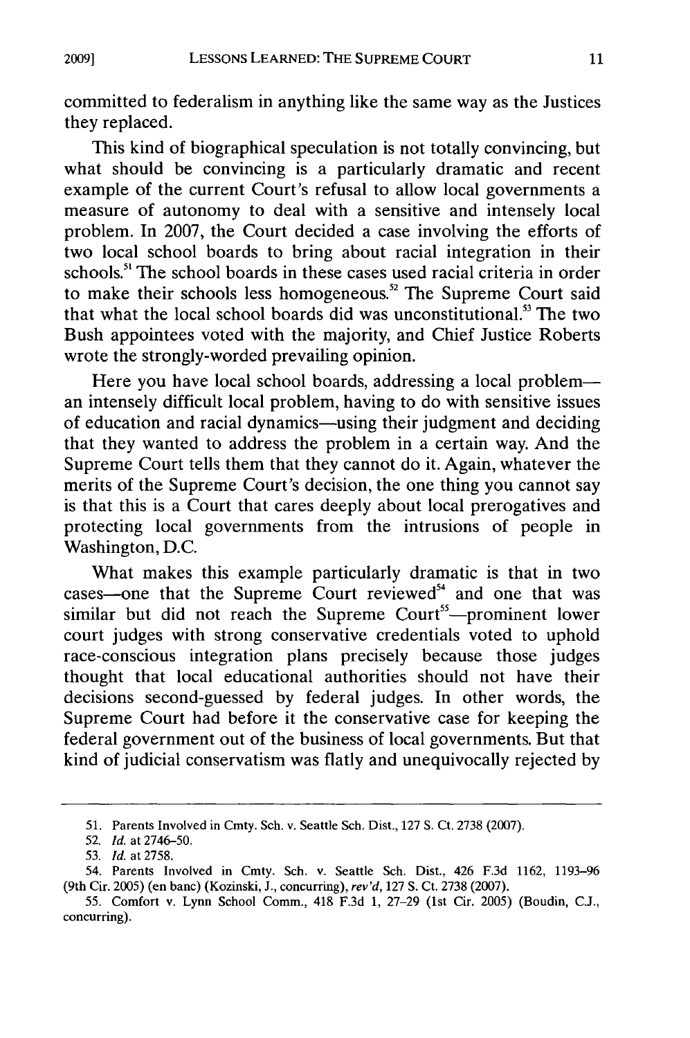committed to federalism in anything like the same way as the Justices they replaced.

This kind of biographical speculation is not totally convincing, but what should be convincing is a particularly dramatic and recent example of the current Court's refusal to allow local governments a measure of autonomy to deal with a sensitive and intensely local problem. In 2007, the Court decided a case involving the efforts of two local school boards to bring about racial integration in their schools.[51] The school boards in these cases used racial criteria in order to make their schools less homogeneous.[52] The Supreme Court said that what the local school boards did was unconstitutional.[53] The two Bush appointees voted with the majority, and Chief Justice Roberts wrote the strongly-worded prevailing opinion.

Here you have local school boards, addressing a local problem—an intensely difficult local problem, having to do with sensitive issues of education and racial dynamics—using their judgment and deciding that they wanted to address the problem in a certain way. And the Supreme Court tells them that they cannot do it. Again, whatever the merits of the Supreme Court's decision, the one thing you cannot say is that this is a Court that cares deeply about local prerogatives and protecting local governments from the intrusions of people in Washington, D.C.

What makes this example particularly dramatic is that in two cases—one that the Supreme Court reviewed[54] and one that was similar but did not reach the Supreme Court[55]—prominent lower court judges with strong conservative credentials voted to uphold race-conscious integration plans precisely because those judges thought that local educational authorities should not have their decisions second-guessed by federal judges. In other words, the Supreme Court had before it the conservative case for keeping the federal government out of the business of local governments. But that kind of judicial conservatism was flatly and unequivocally rejected by

---

51. Parents Involved in Cmty. Sch. v. Seattle Sch. Dist., 127 S. Ct. 2738 (2007).

52. *Id.* at 2746–50.

53. *Id.* at 2758.

54. Parents Involved in Cmty. Sch. v. Seattle Sch. Dist., 426 F.3d 1162, 1193–96 (9th Cir. 2005) (en banc) (Kozinski, J., concurring), *rev'd*, 127 S. Ct. 2738 (2007).

55. Comfort v. Lynn School Comm., 418 F.3d 1, 27–29 (1st Cir. 2005) (Boudin, C.J., concurring).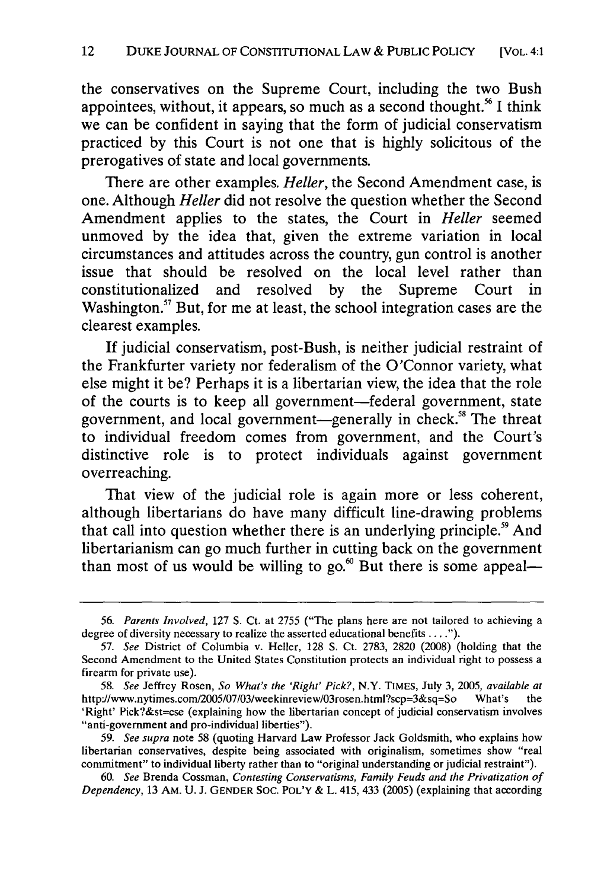the conservatives on the Supreme Court, including the two Bush appointees, without, it appears, so much as a second thought.[56] I think we can be confident in saying that the form of judicial conservatism practiced by this Court is not one that is highly solicitous of the prerogatives of state and local governments.

There are other examples. *Heller*, the Second Amendment case, is one. Although *Heller* did not resolve the question whether the Second Amendment applies to the states, the Court in *Heller* seemed unmoved by the idea that, given the extreme variation in local circumstances and attitudes across the country, gun control is another issue that should be resolved on the local level rather than constitutionalized and resolved by the Supreme Court in Washington.[57] But, for me at least, the school integration cases are the clearest examples.

If judicial conservatism, post-Bush, is neither judicial restraint of the Frankfurter variety nor federalism of the O'Connor variety, what else might it be? Perhaps it is a libertarian view, the idea that the role of the courts is to keep all government—federal government, state government, and local government—generally in check.[58] The threat to individual freedom comes from government, and the Court's distinctive role is to protect individuals against government overreaching.

That view of the judicial role is again more or less coherent, although libertarians do have many difficult line-drawing problems that call into question whether there is an underlying principle.[59] And libertarianism can go much further in cutting back on the government than most of us would be willing to go.[60] But there is some appeal—

---

56. *Parents Involved*, 127 S. Ct. at 2755 ("The plans here are not tailored to achieving a degree of diversity necessary to realize the asserted educational benefits . . . .").

57. *See* District of Columbia v. Heller, 128 S. Ct. 2783, 2820 (2008) (holding that the Second Amendment to the United States Constitution protects an individual right to possess a firearm for private use).

58. *See* Jeffrey Rosen, *So What's the 'Right' Pick?*, N.Y. TIMES, July 3, 2005, *available at* http://www.nytimes.com/2005/07/03/weekinreview/03rosen.html?scp=3&sq=So What's the 'Right' Pick?&st=cse (explaining how the libertarian concept of judicial conservatism involves "anti-government and pro-individual liberties").

59. *See supra* note 58 (quoting Harvard Law Professor Jack Goldsmith, who explains how libertarian conservatives, despite being associated with originalism, sometimes show "real commitment" to individual liberty rather than to "original understanding or judicial restraint").

60. *See* Brenda Cossman, *Contesting Conservatisms, Family Feuds and the Privatization of Dependency*, 13 AM. U. J. GENDER SOC. POL'Y & L. 415, 433 (2005) (explaining that according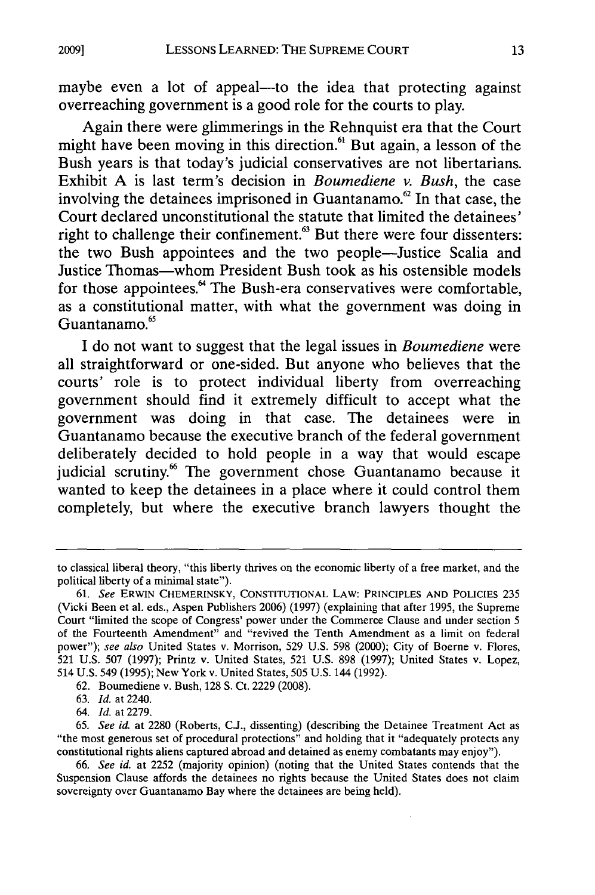maybe even a lot of appeal—to the idea that protecting against overreaching government is a good role for the courts to play.

Again there were glimmerings in the Rehnquist era that the Court might have been moving in this direction.[61] But again, a lesson of the Bush years is that today's judicial conservatives are not libertarians. Exhibit A is last term's decision in *Boumediene v. Bush*, the case involving the detainees imprisoned in Guantanamo.[62] In that case, the Court declared unconstitutional the statute that limited the detainees' right to challenge their confinement.[63] But there were four dissenters: the two Bush appointees and the two people—Justice Scalia and Justice Thomas—whom President Bush took as his ostensible models for those appointees.[64] The Bush-era conservatives were comfortable, as a constitutional matter, with what the government was doing in Guantanamo.[65]

I do not want to suggest that the legal issues in *Boumediene* were all straightforward or one-sided. But anyone who believes that the courts' role is to protect individual liberty from overreaching government should find it extremely difficult to accept what the government was doing in that case. The detainees were in Guantanamo because the executive branch of the federal government deliberately decided to hold people in a way that would escape judicial scrutiny.[66] The government chose Guantanamo because it wanted to keep the detainees in a place where it could control them completely, but where the executive branch lawyers thought the

---

to classical liberal theory, "this liberty thrives on the economic liberty of a free market, and the political liberty of a minimal state").

61. *See* ERWIN CHEMERINSKY, CONSTITUTIONAL LAW: PRINCIPLES AND POLICIES 235 (Vicki Been et al. eds., Aspen Publishers 2006) (1997) (explaining that after 1995, the Supreme Court "limited the scope of Congress' power under the Commerce Clause and under section 5 of the Fourteenth Amendment" and "revived the Tenth Amendment as a limit on federal power"); *see also* United States v. Morrison, 529 U.S. 598 (2000); City of Boerne v. Flores, 521 U.S. 507 (1997); Printz v. United States, 521 U.S. 898 (1997); United States v. Lopez, 514 U.S. 549 (1995); New York v. United States, 505 U.S. 144 (1992).

62. Boumediene v. Bush, 128 S. Ct. 2229 (2008).

63. *Id.* at 2240.

64. *Id.* at 2279.

65. *See id.* at 2280 (Roberts, C.J., dissenting) (describing the Detainee Treatment Act as "the most generous set of procedural protections" and holding that it "adequately protects any constitutional rights aliens captured abroad and detained as enemy combatants may enjoy").

66. *See id.* at 2252 (majority opinion) (noting that the United States contends that the Suspension Clause affords the detainees no rights because the United States does not claim sovereignty over Guantanamo Bay where the detainees are being held).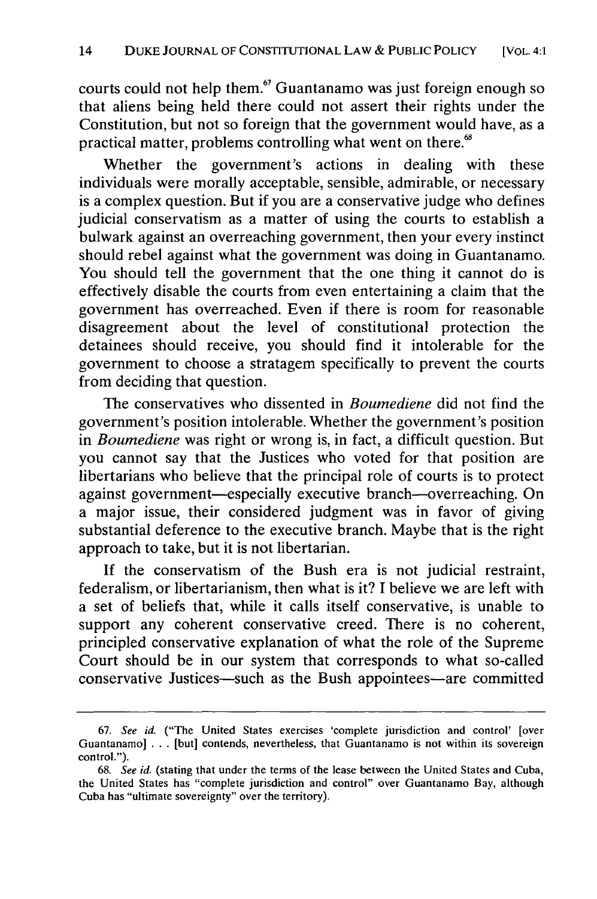courts could not help them.[67] Guantanamo was just foreign enough so that aliens being held there could not assert their rights under the Constitution, but not so foreign that the government would have, as a practical matter, problems controlling what went on there.[68]

Whether the government's actions in dealing with these individuals were morally acceptable, sensible, admirable, or necessary is a complex question. But if you are a conservative judge who defines judicial conservatism as a matter of using the courts to establish a bulwark against an overreaching government, then your every instinct should rebel against what the government was doing in Guantanamo. You should tell the government that the one thing it cannot do is effectively disable the courts from even entertaining a claim that the government has overreached. Even if there is room for reasonable disagreement about the level of constitutional protection the detainees should receive, you should find it intolerable for the government to choose a stratagem specifically to prevent the courts from deciding that question.

The conservatives who dissented in *Boumediene* did not find the government's position intolerable. Whether the government's position in *Boumediene* was right or wrong is, in fact, a difficult question. But you cannot say that the Justices who voted for that position are libertarians who believe that the principal role of courts is to protect against government—especially executive branch—overreaching. On a major issue, their considered judgment was in favor of giving substantial deference to the executive branch. Maybe that is the right approach to take, but it is not libertarian.

If the conservatism of the Bush era is not judicial restraint, federalism, or libertarianism, then what is it? I believe we are left with a set of beliefs that, while it calls itself conservative, is unable to support any coherent conservative creed. There is no coherent, principled conservative explanation of what the role of the Supreme Court should be in our system that corresponds to what so-called conservative Justices—such as the Bush appointees—are committed

---

67. *See id.* ("The United States exercises 'complete jurisdiction and control' [over Guantanamo] . . . [but] contends, nevertheless, that Guantanamo is not within its sovereign control.").

68. *See id.* (stating that under the terms of the lease between the United States and Cuba, the United States has "complete jurisdiction and control" over Guantanamo Bay, although Cuba has "ultimate sovereignty" over the territory).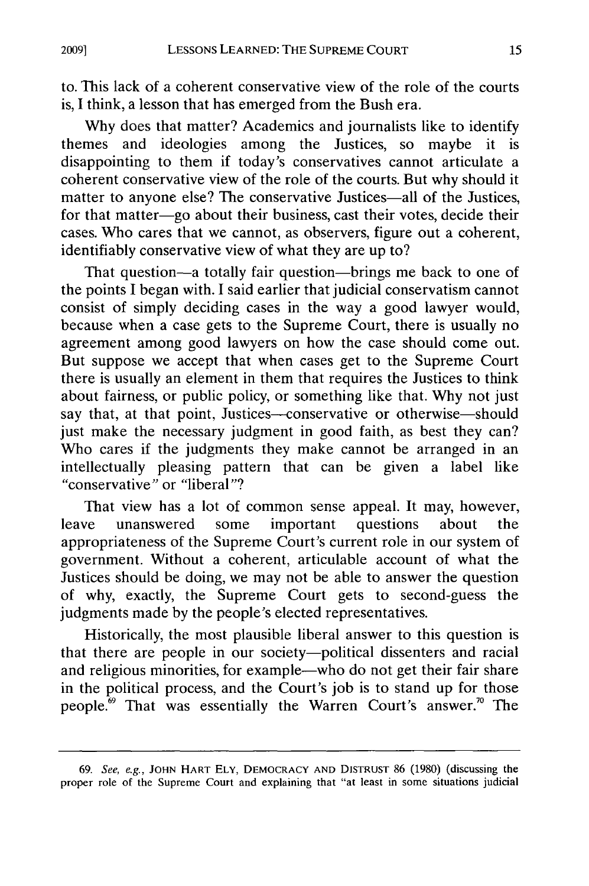to. This lack of a coherent conservative view of the role of the courts is, I think, a lesson that has emerged from the Bush era.

Why does that matter? Academics and journalists like to identify themes and ideologies among the Justices, so maybe it is disappointing to them if today's conservatives cannot articulate a coherent conservative view of the role of the courts. But why should it matter to anyone else? The conservative Justices—all of the Justices, for that matter—go about their business, cast their votes, decide their cases. Who cares that we cannot, as observers, figure out a coherent, identifiably conservative view of what they are up to?

That question—a totally fair question—brings me back to one of the points I began with. I said earlier that judicial conservatism cannot consist of simply deciding cases in the way a good lawyer would, because when a case gets to the Supreme Court, there is usually no agreement among good lawyers on how the case should come out. But suppose we accept that when cases get to the Supreme Court there is usually an element in them that requires the Justices to think about fairness, or public policy, or something like that. Why not just say that, at that point, Justices—conservative or otherwise—should just make the necessary judgment in good faith, as best they can? Who cares if the judgments they make cannot be arranged in an intellectually pleasing pattern that can be given a label like "conservative" or "liberal"?

That view has a lot of common sense appeal. It may, however, leave unanswered some important questions about the appropriateness of the Supreme Court's current role in our system of government. Without a coherent, articulable account of what the Justices should be doing, we may not be able to answer the question of why, exactly, the Supreme Court gets to second-guess the judgments made by the people's elected representatives.

Historically, the most plausible liberal answer to this question is that there are people in our society—political dissenters and racial and religious minorities, for example—who do not get their fair share in the political process, and the Court's job is to stand up for those people.[69] That was essentially the Warren Court's answer.[70] The

---

69. *See, e.g.*, JOHN HART ELY, DEMOCRACY AND DISTRUST 86 (1980) (discussing the proper role of the Supreme Court and explaining that "at least in some situations judicial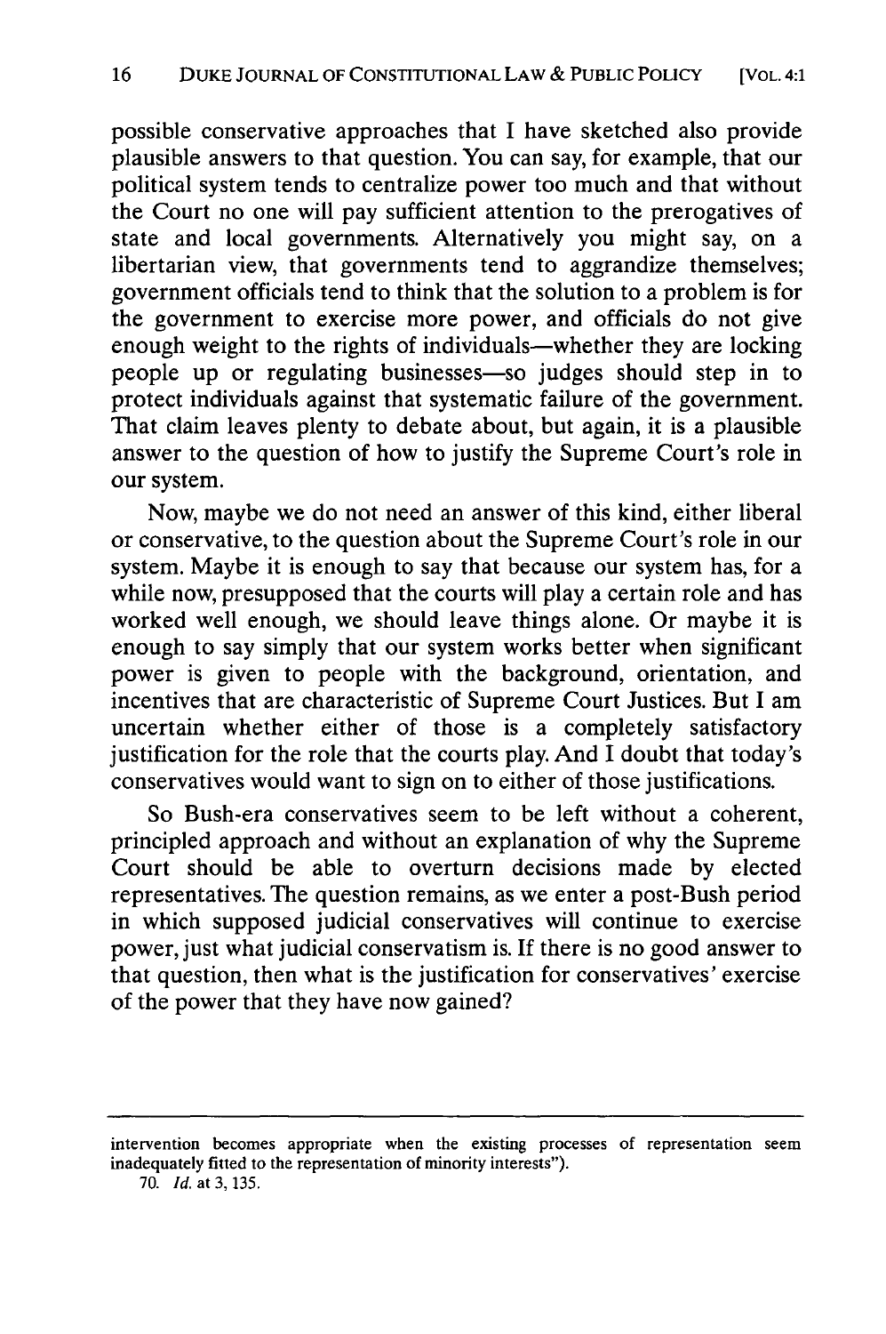possible conservative approaches that I have sketched also provide plausible answers to that question. You can say, for example, that our political system tends to centralize power too much and that without the Court no one will pay sufficient attention to the prerogatives of state and local governments. Alternatively you might say, on a libertarian view, that governments tend to aggrandize themselves; government officials tend to think that the solution to a problem is for the government to exercise more power, and officials do not give enough weight to the rights of individuals—whether they are locking people up or regulating businesses—so judges should step in to protect individuals against that systematic failure of the government. That claim leaves plenty to debate about, but again, it is a plausible answer to the question of how to justify the Supreme Court's role in our system.

Now, maybe we do not need an answer of this kind, either liberal or conservative, to the question about the Supreme Court's role in our system. Maybe it is enough to say that because our system has, for a while now, presupposed that the courts will play a certain role and has worked well enough, we should leave things alone. Or maybe it is enough to say simply that our system works better when significant power is given to people with the background, orientation, and incentives that are characteristic of Supreme Court Justices. But I am uncertain whether either of those is a completely satisfactory justification for the role that the courts play. And I doubt that today's conservatives would want to sign on to either of those justifications.

So Bush-era conservatives seem to be left without a coherent, principled approach and without an explanation of why the Supreme Court should be able to overturn decisions made by elected representatives. The question remains, as we enter a post-Bush period in which supposed judicial conservatives will continue to exercise power, just what judicial conservatism is. If there is no good answer to that question, then what is the justification for conservatives' exercise of the power that they have now gained?

---

intervention becomes appropriate when the existing processes of representation seem inadequately fitted to the representation of minority interests").

70. *Id.* at 3, 135.